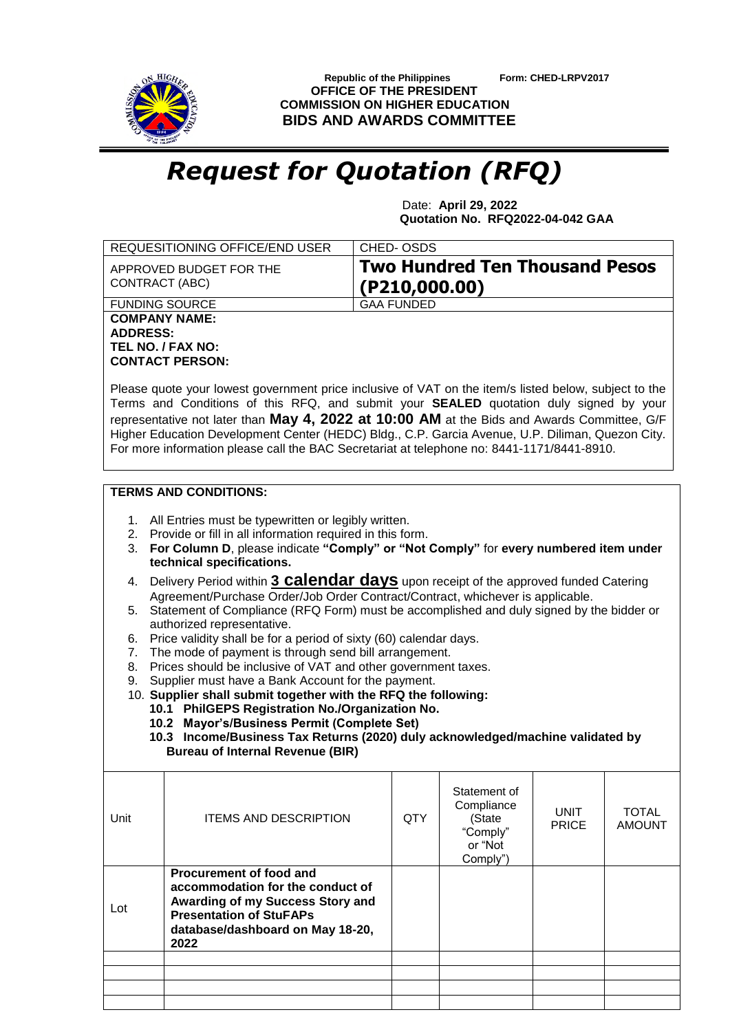Republic of the Philippines

Form: CHED-LRPV2017

**OFFICE OF THE PRESIDENT**
**COMMISSION ON HIGHER EDUCATION**
**BIDS AND AWARDS COMMITTEE**

# *Request for Quotation (RFQ)*

Date: **April 29, 2022**
**Quotation No. RFQ2022-04-042 GAA**

| REQUESITIONING OFFICE/END USER | CHED- OSDS |
|---|---|
| APPROVED BUDGET FOR THE CONTRACT (ABC) | **Two Hundred Ten Thousand Pesos (P210,000.00)** |
| FUNDING SOURCE | GAA FUNDED |

**COMPANY NAME:**
**ADDRESS:**
**TEL NO. / FAX NO:**
**CONTACT PERSON:**

Please quote your lowest government price inclusive of VAT on the item/s listed below, subject to the Terms and Conditions of this RFQ, and submit your **SEALED** quotation duly signed by your representative not later than **May 4, 2022 at 10:00 AM** at the Bids and Awards Committee, G/F Higher Education Development Center (HEDC) Bldg., C.P. Garcia Avenue, U.P. Diliman, Quezon City. For more information please call the BAC Secretariat at telephone no: 8441-1171/8441-8910.

**TERMS AND CONDITIONS:**

1. All Entries must be typewritten or legibly written.
2. Provide or fill in all information required in this form.
3. **For Column D**, please indicate **"Comply" or "Not Comply"** for **every numbered item under technical specifications.**
4. Delivery Period within **3 calendar days** upon receipt of the approved funded Catering Agreement/Purchase Order/Job Order Contract/Contract, whichever is applicable.
5. Statement of Compliance (RFQ Form) must be accomplished and duly signed by the bidder or authorized representative.
6. Price validity shall be for a period of sixty (60) calendar days.
7. The mode of payment is through send bill arrangement.
8. Prices should be inclusive of VAT and other government taxes.
9. Supplier must have a Bank Account for the payment.
10. **Supplier shall submit together with the RFQ the following:**
    - **10.1 PhilGEPS Registration No./Organization No.**
    - **10.2 Mayor's/Business Permit (Complete Set)**
    - **10.3 Income/Business Tax Returns (2020) duly acknowledged/machine validated by Bureau of Internal Revenue (BIR)**

| Unit | ITEMS AND DESCRIPTION | QTY | Statement of Compliance (State "Comply" or "Not Comply") | UNIT PRICE | TOTAL AMOUNT |
|---|---|---|---|---|---|
| Lot | **Procurement of food and accommodation for the conduct of Awarding of my Success Story and Presentation of StuFAPs database/dashboard on May 18-20, 2022** | | | | |
| | | | | | |
| | | | | | |
| | | | | | |
| | | | | | |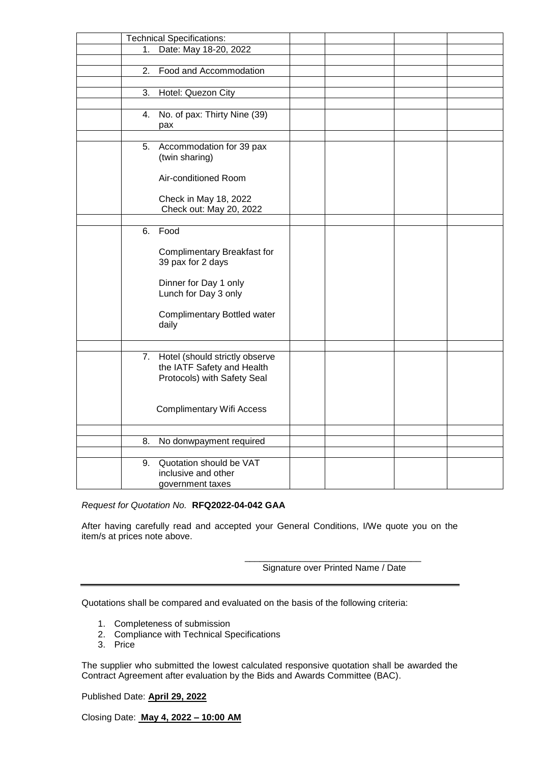| | | | | | |
|---|---|---|---|---|---|
| | Technical Specifications: | | | | |
| | 1. Date: May 18-20, 2022 | | | | |
| | | | | | |
| | 2. Food and Accommodation | | | | |
| | | | | | |
| | 3. Hotel: Quezon City | | | | |
| | | | | | |
| | 4. No. of pax: Thirty Nine (39) pax | | | | |
| | | | | | |
| | 5. Accommodation for 39 pax (twin sharing)<br><br>Air-conditioned Room<br><br>Check in May 18, 2022<br>Check out: May 20, 2022 | | | | |
| | | | | | |
| | 6. Food<br><br>Complimentary Breakfast for 39 pax for 2 days<br><br>Dinner for Day 1 only<br>Lunch for Day 3 only<br><br>Complimentary Bottled water daily | | | | |
| | | | | | |
| | 7. Hotel (should strictly observe the IATF Safety and Health Protocols) with Safety Seal<br><br>Complimentary Wifi Access | | | | |
| | | | | | |
| | 8. No donwpayment required | | | | |
| | | | | | |
| | 9. Quotation should be VAT inclusive and other government taxes | | | | |

*Request for Quotation No.* **RFQ2022-04-042 GAA**

After having carefully read and accepted your General Conditions, I/We quote you on the item/s at prices note above.

\_\_\_\_\_\_\_\_\_\_\_\_\_\_\_\_\_\_\_\_\_\_\_\_\_\_\_\_\_\_\_\_\_\_\_\_
Signature over Printed Name / Date

---

Quotations shall be compared and evaluated on the basis of the following criteria:

1. Completeness of submission
2. Compliance with Technical Specifications
3. Price

The supplier who submitted the lowest calculated responsive quotation shall be awarded the Contract Agreement after evaluation by the Bids and Awards Committee (BAC).

Published Date: **April 29, 2022**

Closing Date: **May 4, 2022 – 10:00 AM**